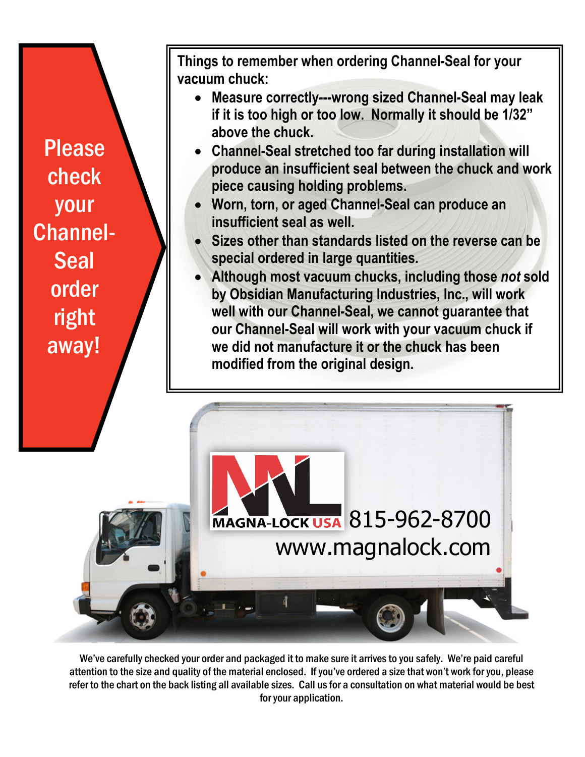**Please check your Channel-Seal order right away!**

**Things to remember when ordering Channel-Seal for your vacuum chuck:**

- **Measure correctly---wrong sized Channel-Seal may leak if it is too high or too low. Normally it should be 1/32" above the chuck.**
- **Channel-Seal stretched too far during installation will produce an insufficient seal between the chuck and work piece causing holding problems.**
- **Worn, torn, or aged Channel-Seal can produce an insufficient seal as well.**
- **Sizes other than standards listed on the reverse can be special ordered in large quantities.**
- **Although most vacuum chucks, including those *not* sold by Obsidian Manufacturing Industries, Inc., will work well with our Channel-Seal, we cannot guarantee that our Channel-Seal will work with your vacuum chuck if we did not manufacture it or the chuck has been modified from the original design.**

MAGNA-LOCK USA 815-962-8700
www.magnalock.com

We've carefully checked your order and packaged it to make sure it arrives to you safely. We're paid careful attention to the size and quality of the material enclosed. If you've ordered a size that won't work for you, please refer to the chart on the back listing all available sizes. Call us for a consultation on what material would be best for your application.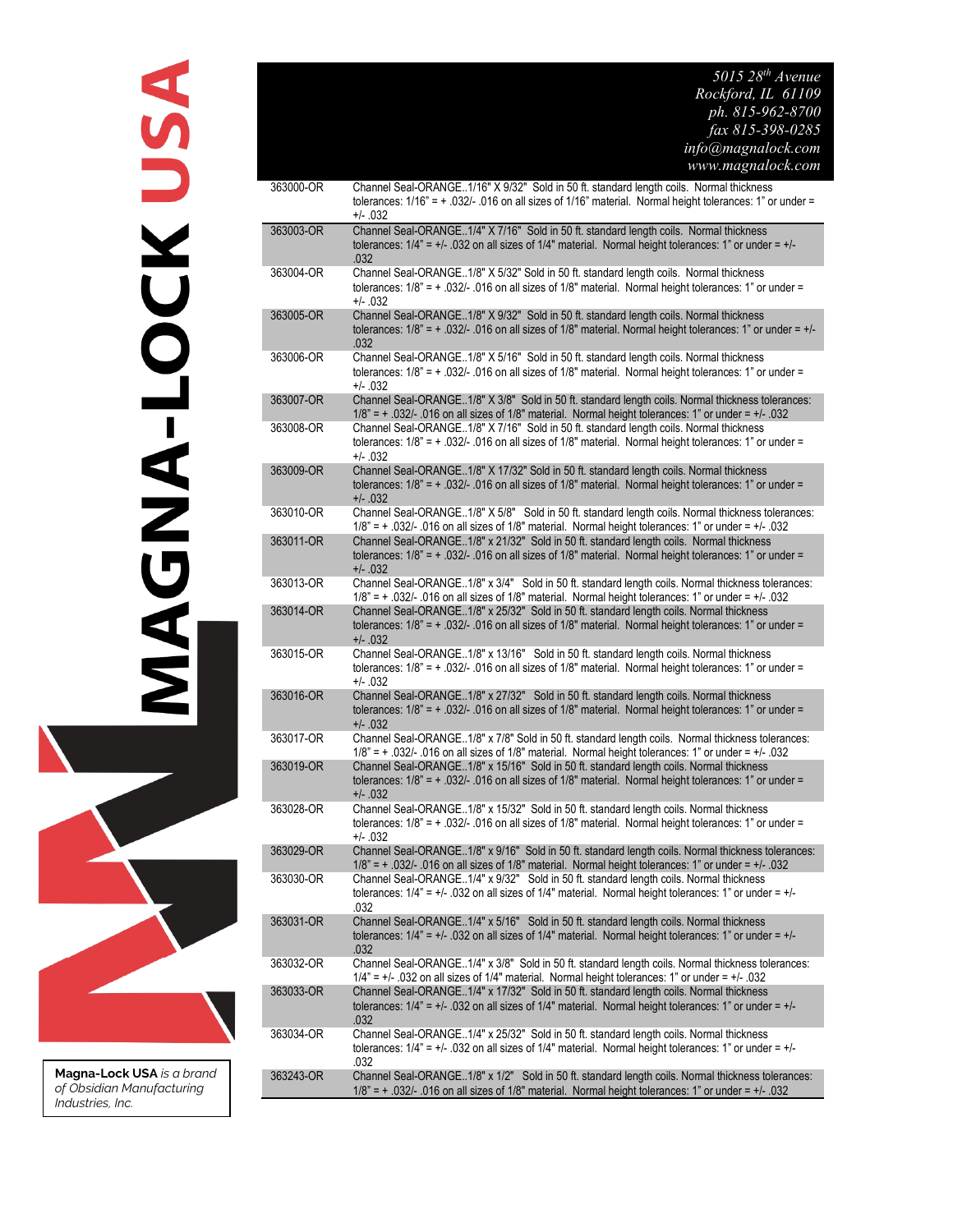5015 28th Avenue
Rockford, IL 61109
ph. 815-962-8700
fax 815-398-0285
info@magnalock.com
www.magnalock.com

| | |
|---|---|
| 363000-OR | Channel Seal-ORANGE..1/16" X 9/32" Sold in 50 ft. standard length coils. Normal thickness tolerances: 1/16" = + .032/- .016 on all sizes of 1/16" material. Normal height tolerances: 1" or under = +/- .032 |
| 363003-OR | Channel Seal-ORANGE..1/4" X 7/16" Sold in 50 ft. standard length coils. Normal thickness tolerances: 1/4" = +/- .032 on all sizes of 1/4" material. Normal height tolerances: 1" or under = +/- .032 |
| 363004-OR | Channel Seal-ORANGE..1/8" X 5/32" Sold in 50 ft. standard length coils. Normal thickness tolerances: 1/8" = + .032/- .016 on all sizes of 1/8" material. Normal height tolerances: 1" or under = +/- .032 |
| 363005-OR | Channel Seal-ORANGE..1/8" X 9/32" Sold in 50 ft. standard length coils. Normal thickness tolerances: 1/8" = + .032/- .016 on all sizes of 1/8" material. Normal height tolerances: 1" or under = +/- .032 |
| 363006-OR | Channel Seal-ORANGE..1/8" X 5/16" Sold in 50 ft. standard length coils. Normal thickness tolerances: 1/8" = + .032/- .016 on all sizes of 1/8" material. Normal height tolerances: 1" or under = +/- .032 |
| 363007-OR | Channel Seal-ORANGE..1/8" X 3/8" Sold in 50 ft. standard length coils. Normal thickness tolerances: 1/8" = + .032/- .016 on all sizes of 1/8" material. Normal height tolerances: 1" or under = +/- .032 |
| 363008-OR | Channel Seal-ORANGE..1/8" X 7/16" Sold in 50 ft. standard length coils. Normal thickness tolerances: 1/8" = + .032/- .016 on all sizes of 1/8" material. Normal height tolerances: 1" or under = +/- .032 |
| 363009-OR | Channel Seal-ORANGE..1/8" X 17/32" Sold in 50 ft. standard length coils. Normal thickness tolerances: 1/8" = + .032/- .016 on all sizes of 1/8" material. Normal height tolerances: 1" or under = +/- .032 |
| 363010-OR | Channel Seal-ORANGE..1/8" X 5/8" Sold in 50 ft. standard length coils. Normal thickness tolerances: 1/8" = + .032/- .016 on all sizes of 1/8" material. Normal height tolerances: 1" or under = +/- .032 |
| 363011-OR | Channel Seal-ORANGE..1/8" x 21/32" Sold in 50 ft. standard length coils. Normal thickness tolerances: 1/8" = + .032/- .016 on all sizes of 1/8" material. Normal height tolerances: 1" or under = +/- .032 |
| 363013-OR | Channel Seal-ORANGE..1/8" x 3/4" Sold in 50 ft. standard length coils. Normal thickness tolerances: 1/8" = + .032/- .016 on all sizes of 1/8" material. Normal height tolerances: 1" or under = +/- .032 |
| 363014-OR | Channel Seal-ORANGE..1/8" x 25/32" Sold in 50 ft. standard length coils. Normal thickness tolerances: 1/8" = + .032/- .016 on all sizes of 1/8" material. Normal height tolerances: 1" or under = +/- .032 |
| 363015-OR | Channel Seal-ORANGE..1/8" x 13/16" Sold in 50 ft. standard length coils. Normal thickness tolerances: 1/8" = + .032/- .016 on all sizes of 1/8" material. Normal height tolerances: 1" or under = +/- .032 |
| 363016-OR | Channel Seal-ORANGE..1/8" x 27/32" Sold in 50 ft. standard length coils. Normal thickness tolerances: 1/8" = + .032/- .016 on all sizes of 1/8" material. Normal height tolerances: 1" or under = +/- .032 |
| 363017-OR | Channel Seal-ORANGE..1/8" x 7/8" Sold in 50 ft. standard length coils. Normal thickness tolerances: 1/8" = + .032/- .016 on all sizes of 1/8" material. Normal height tolerances: 1" or under = +/- .032 |
| 363019-OR | Channel Seal-ORANGE..1/8" x 15/16" Sold in 50 ft. standard length coils. Normal thickness tolerances: 1/8" = + .032/- .016 on all sizes of 1/8" material. Normal height tolerances: 1" or under = +/- .032 |
| 363028-OR | Channel Seal-ORANGE..1/8" x 15/32" Sold in 50 ft. standard length coils. Normal thickness tolerances: 1/8" = + .032/- .016 on all sizes of 1/8" material. Normal height tolerances: 1" or under = +/- .032 |
| 363029-OR | Channel Seal-ORANGE..1/8" x 9/16" Sold in 50 ft. standard length coils. Normal thickness tolerances: 1/8" = + .032/- .016 on all sizes of 1/8" material. Normal height tolerances: 1" or under = +/- .032 |
| 363030-OR | Channel Seal-ORANGE..1/4" x 9/32" Sold in 50 ft. standard length coils. Normal thickness tolerances: 1/4" = +/- .032 on all sizes of 1/4" material. Normal height tolerances: 1" or under = +/- .032 |
| 363031-OR | Channel Seal-ORANGE..1/4" x 5/16" Sold in 50 ft. standard length coils. Normal thickness tolerances: 1/4" = +/- .032 on all sizes of 1/4" material. Normal height tolerances: 1" or under = +/- .032 |
| 363032-OR | Channel Seal-ORANGE..1/4" x 3/8" Sold in 50 ft. standard length coils. Normal thickness tolerances: 1/4" = +/- .032 on all sizes of 1/4" material. Normal height tolerances: 1" or under = +/- .032 |
| 363033-OR | Channel Seal-ORANGE..1/4" x 17/32" Sold in 50 ft. standard length coils. Normal thickness tolerances: 1/4" = +/- .032 on all sizes of 1/4" material. Normal height tolerances: 1" or under = +/- .032 |
| 363034-OR | Channel Seal-ORANGE..1/4" x 25/32" Sold in 50 ft. standard length coils. Normal thickness tolerances: 1/4" = +/- .032 on all sizes of 1/4" material. Normal height tolerances: 1" or under = +/- .032 |
| 363243-OR | Channel Seal-ORANGE..1/8" x 1/2" Sold in 50 ft. standard length coils. Normal thickness tolerances: 1/8" = + .032/- .016 on all sizes of 1/8" material. Normal height tolerances: 1" or under = +/- .032 |

**Magna-Lock USA** *is a brand of Obsidian Manufacturing Industries, Inc.*